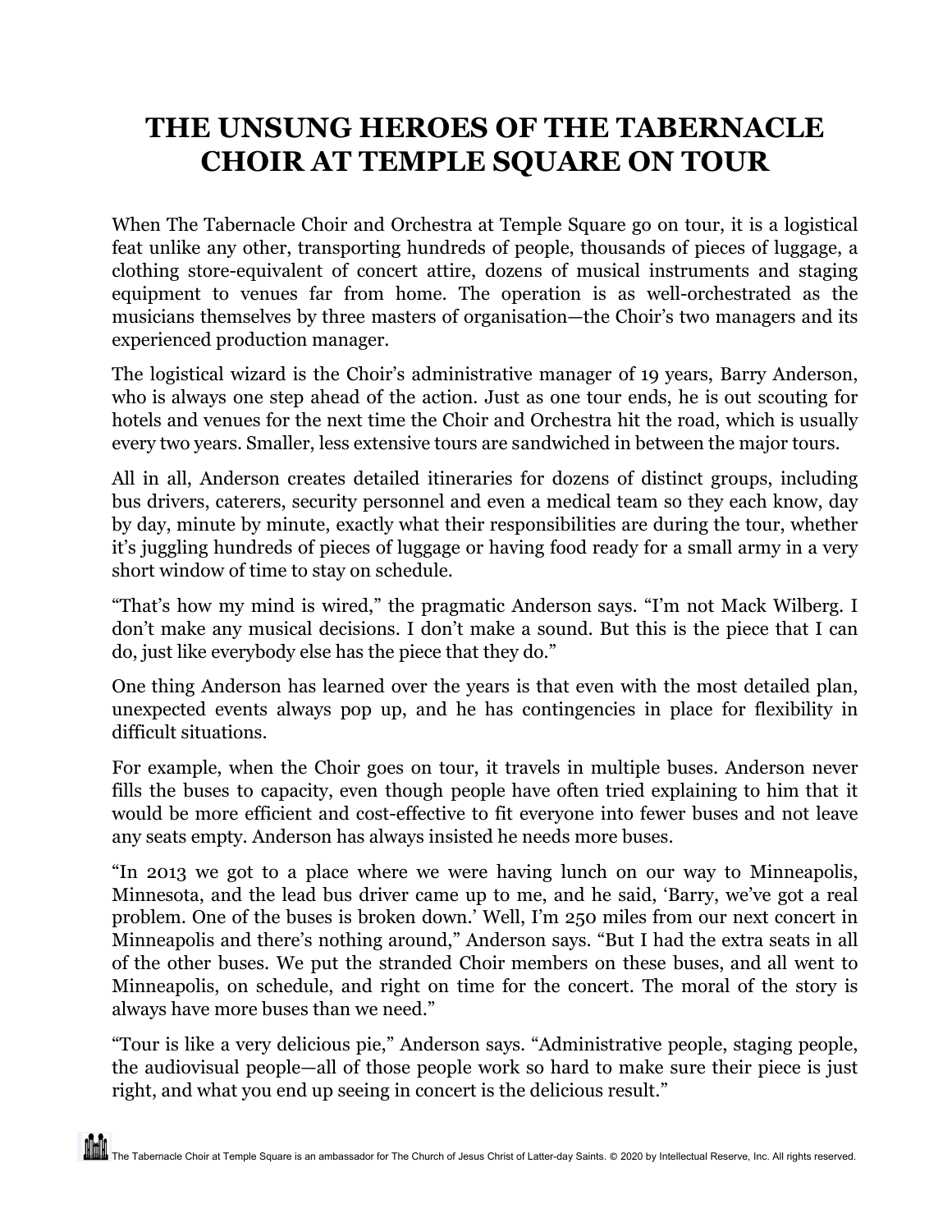# THE UNSUNG HEROES OF THE TABERNACLE CHOIR AT TEMPLE SQUARE ON TOUR

When The Tabernacle Choir and Orchestra at Temple Square go on tour, it is a logistical feat unlike any other, transporting hundreds of people, thousands of pieces of luggage, a clothing store-equivalent of concert attire, dozens of musical instruments and staging equipment to venues far from home. The operation is as well-orchestrated as the musicians themselves by three masters of organisation—the Choir's two managers and its experienced production manager.

The logistical wizard is the Choir's administrative manager of 19 years, Barry Anderson, who is always one step ahead of the action. Just as one tour ends, he is out scouting for hotels and venues for the next time the Choir and Orchestra hit the road, which is usually every two years. Smaller, less extensive tours are sandwiched in between the major tours.

All in all, Anderson creates detailed itineraries for dozens of distinct groups, including bus drivers, caterers, security personnel and even a medical team so they each know, day by day, minute by minute, exactly what their responsibilities are during the tour, whether it's juggling hundreds of pieces of luggage or having food ready for a small army in a very short window of time to stay on schedule.

"That's how my mind is wired," the pragmatic Anderson says. "I'm not Mack Wilberg. I don't make any musical decisions. I don't make a sound. But this is the piece that I can do, just like everybody else has the piece that they do."

One thing Anderson has learned over the years is that even with the most detailed plan, unexpected events always pop up, and he has contingencies in place for flexibility in difficult situations.

For example, when the Choir goes on tour, it travels in multiple buses. Anderson never fills the buses to capacity, even though people have often tried explaining to him that it would be more efficient and cost-effective to fit everyone into fewer buses and not leave any seats empty. Anderson has always insisted he needs more buses.

"In 2013 we got to a place where we were having lunch on our way to Minneapolis, Minnesota, and the lead bus driver came up to me, and he said, 'Barry, we've got a real problem. One of the buses is broken down.' Well, I'm 250 miles from our next concert in Minneapolis and there's nothing around," Anderson says. "But I had the extra seats in all of the other buses. We put the stranded Choir members on these buses, and all went to Minneapolis, on schedule, and right on time for the concert. The moral of the story is always have more buses than we need."

"Tour is like a very delicious pie," Anderson says. "Administrative people, staging people, the audiovisual people—all of those people work so hard to make sure their piece is just right, and what you end up seeing in concert is the delicious result."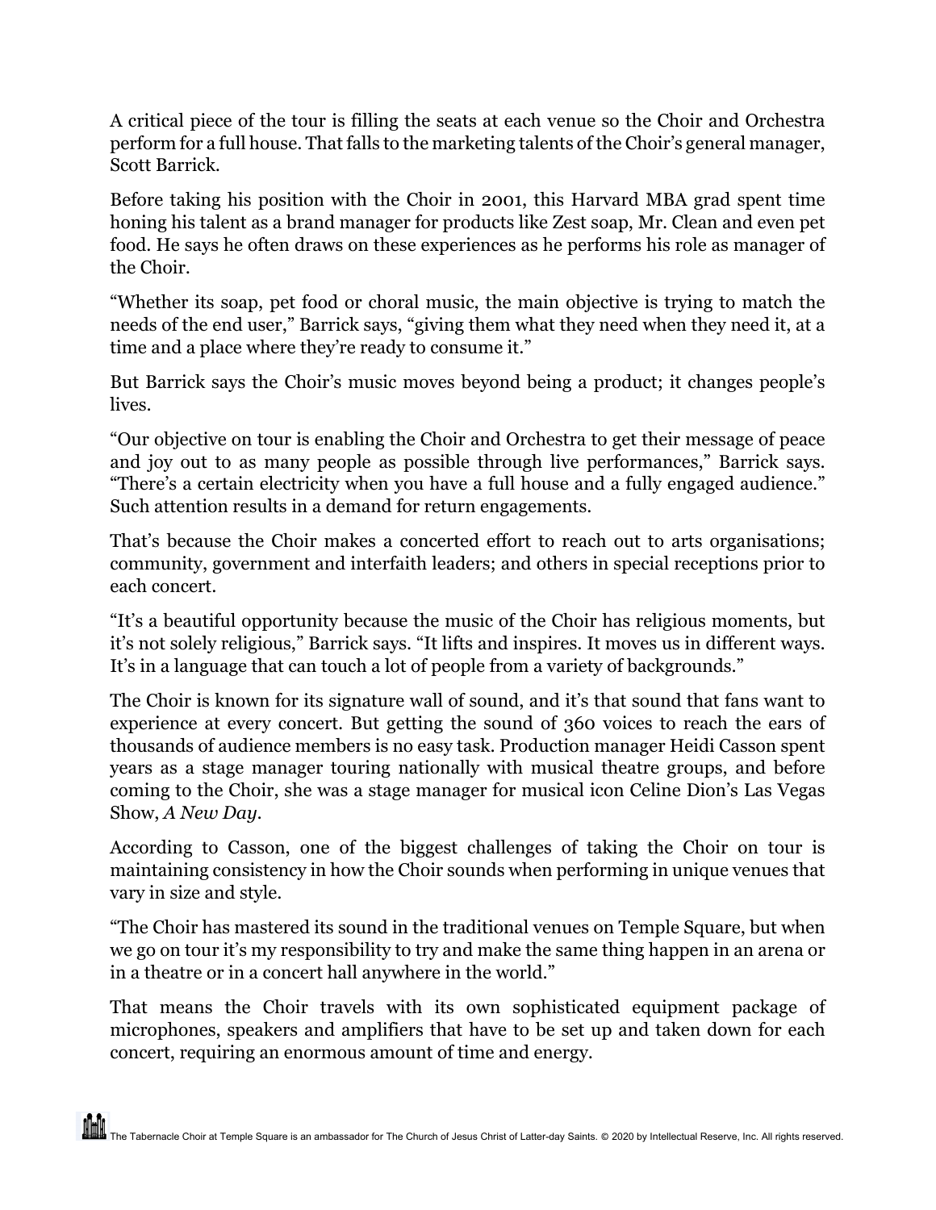A critical piece of the tour is filling the seats at each venue so the Choir and Orchestra perform for a full house. That falls to the marketing talents of the Choir's general manager, Scott Barrick.

Before taking his position with the Choir in 2001, this Harvard MBA grad spent time honing his talent as a brand manager for products like Zest soap, Mr. Clean and even pet food. He says he often draws on these experiences as he performs his role as manager of the Choir.

"Whether its soap, pet food or choral music, the main objective is trying to match the needs of the end user," Barrick says, "giving them what they need when they need it, at a time and a place where they're ready to consume it."

But Barrick says the Choir's music moves beyond being a product; it changes people's lives.

"Our objective on tour is enabling the Choir and Orchestra to get their message of peace and joy out to as many people as possible through live performances," Barrick says. "There's a certain electricity when you have a full house and a fully engaged audience." Such attention results in a demand for return engagements.

That's because the Choir makes a concerted effort to reach out to arts organisations; community, government and interfaith leaders; and others in special receptions prior to each concert.

"It's a beautiful opportunity because the music of the Choir has religious moments, but it's not solely religious," Barrick says. "It lifts and inspires. It moves us in different ways. It's in a language that can touch a lot of people from a variety of backgrounds."

The Choir is known for its signature wall of sound, and it's that sound that fans want to experience at every concert. But getting the sound of 360 voices to reach the ears of thousands of audience members is no easy task. Production manager Heidi Casson spent years as a stage manager touring nationally with musical theatre groups, and before coming to the Choir, she was a stage manager for musical icon Celine Dion's Las Vegas Show, *A New Day*.

According to Casson, one of the biggest challenges of taking the Choir on tour is maintaining consistency in how the Choir sounds when performing in unique venues that vary in size and style.

"The Choir has mastered its sound in the traditional venues on Temple Square, but when we go on tour it's my responsibility to try and make the same thing happen in an arena or in a theatre or in a concert hall anywhere in the world."

That means the Choir travels with its own sophisticated equipment package of microphones, speakers and amplifiers that have to be set up and taken down for each concert, requiring an enormous amount of time and energy.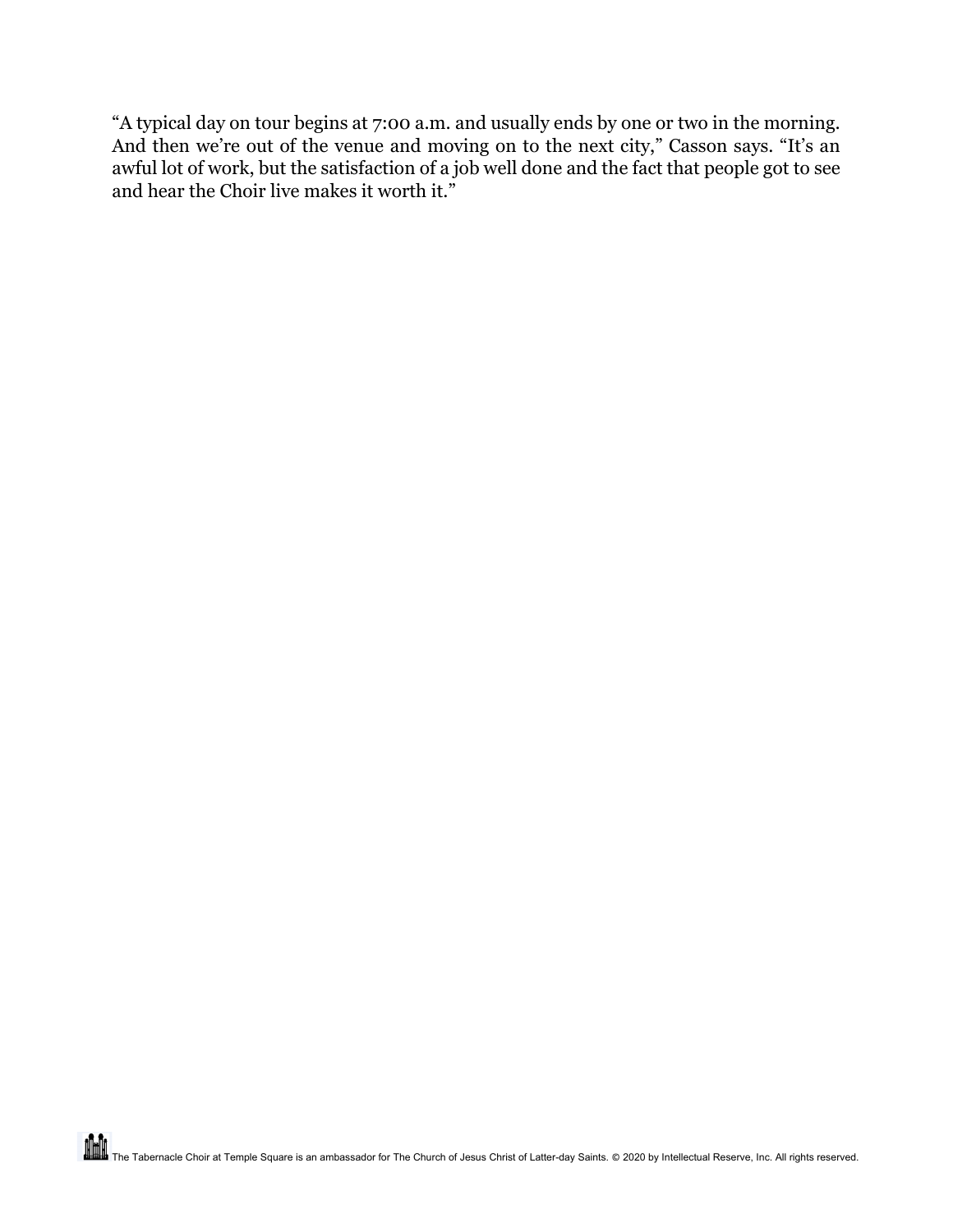"A typical day on tour begins at 7:00 a.m. and usually ends by one or two in the morning. And then we're out of the venue and moving on to the next city," Casson says. "It's an awful lot of work, but the satisfaction of a job well done and the fact that people got to see and hear the Choir live makes it worth it."